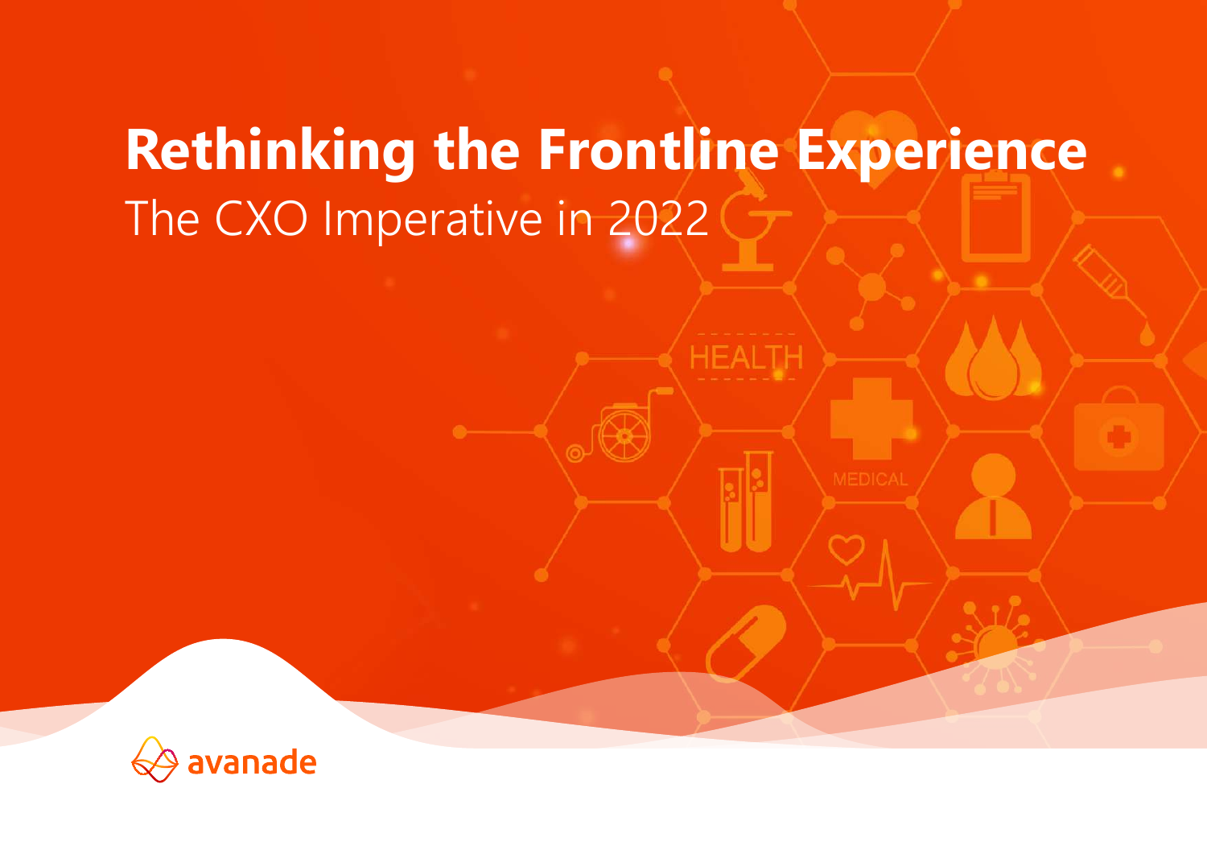# Rethinking the Frontline Experience

## The CXO Imperative in 2022

avanade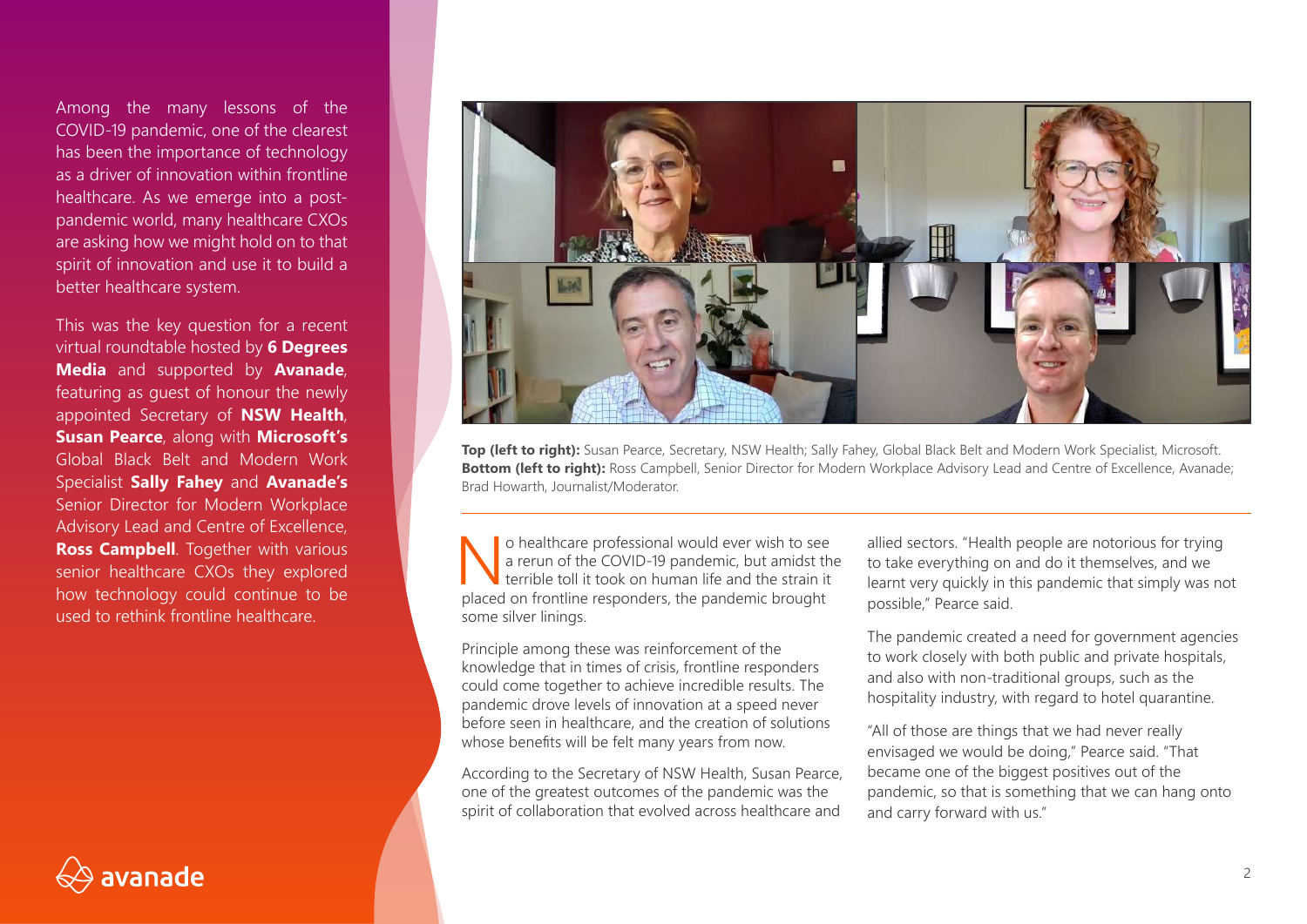Among the many lessons of the COVID-19 pandemic, one of the clearest has been the importance of technology as a driver of innovation within frontline healthcare. As we emerge into a post-pandemic world, many healthcare CXOs are asking how we might hold on to that spirit of innovation and use it to build a better healthcare system.

This was the key question for a recent virtual roundtable hosted by **6 Degrees Media** and supported by **Avanade**, featuring as guest of honour the newly appointed Secretary of **NSW Health**, **Susan Pearce**, along with **Microsoft's** Global Black Belt and Modern Work Specialist **Sally Fahey** and **Avanade's** Senior Director for Modern Workplace Advisory Lead and Centre of Excellence, **Ross Campbell**. Together with various senior healthcare CXOs they explored how technology could continue to be used to rethink frontline healthcare.

**Top (left to right):** Susan Pearce, Secretary, NSW Health; Sally Fahey, Global Black Belt and Modern Work Specialist, Microsoft. **Bottom (left to right):** Ross Campbell, Senior Director for Modern Workplace Advisory Lead and Centre of Excellence, Avanade; Brad Howarth, Journalist/Moderator.

No healthcare professional would ever wish to see a rerun of the COVID-19 pandemic, but amidst the terrible toll it took on human life and the strain it placed on frontline responders, the pandemic brought some silver linings.

Principle among these was reinforcement of the knowledge that in times of crisis, frontline responders could come together to achieve incredible results. The pandemic drove levels of innovation at a speed never before seen in healthcare, and the creation of solutions whose benefits will be felt many years from now.

According to the Secretary of NSW Health, Susan Pearce, one of the greatest outcomes of the pandemic was the spirit of collaboration that evolved across healthcare and allied sectors. "Health people are notorious for trying to take everything on and do it themselves, and we learnt very quickly in this pandemic that simply was not possible," Pearce said.

The pandemic created a need for government agencies to work closely with both public and private hospitals, and also with non-traditional groups, such as the hospitality industry, with regard to hotel quarantine.

"All of those are things that we had never really envisaged we would be doing," Pearce said. "That became one of the biggest positives out of the pandemic, so that is something that we can hang onto and carry forward with us."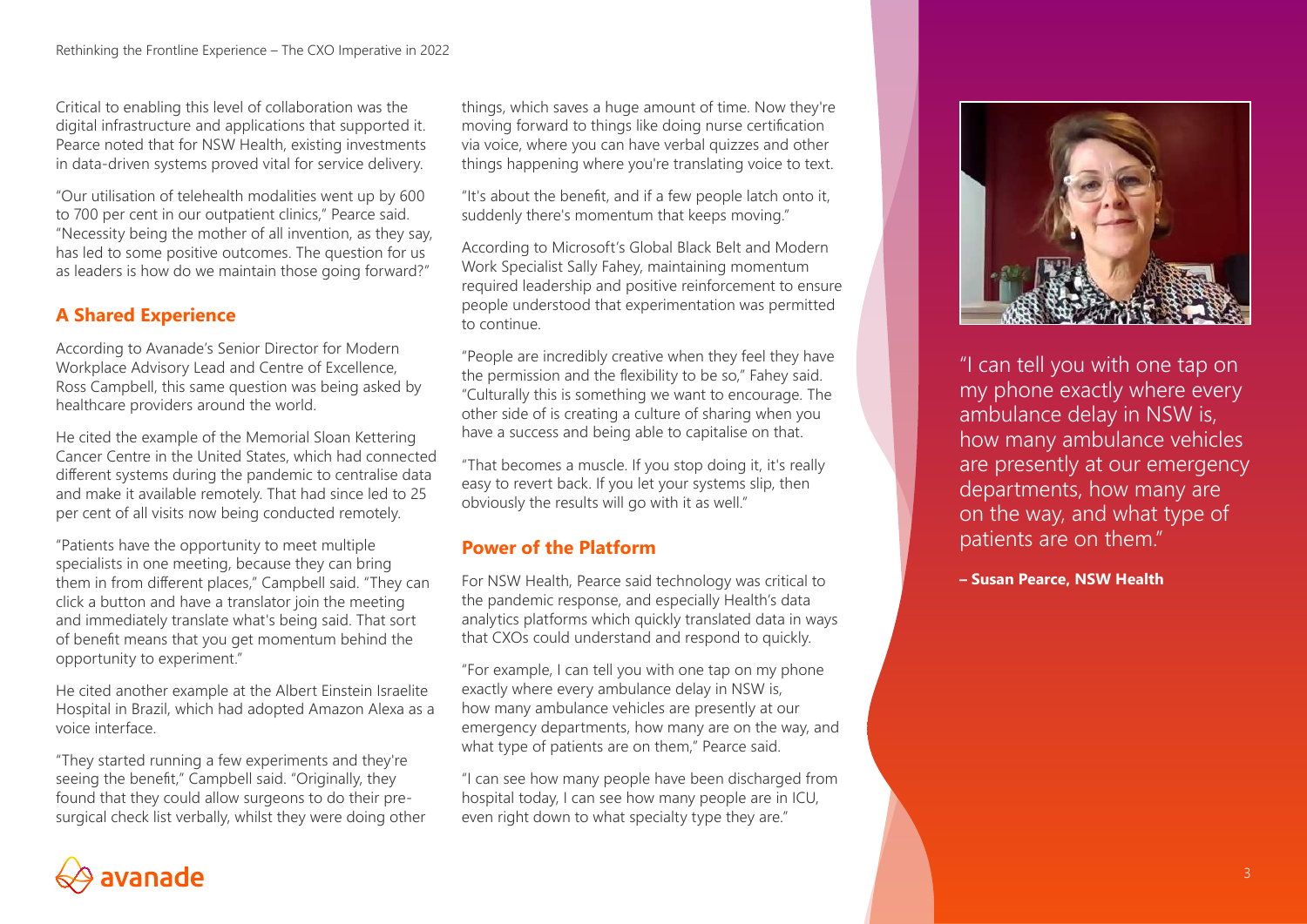Critical to enabling this level of collaboration was the digital infrastructure and applications that supported it. Pearce noted that for NSW Health, existing investments in data-driven systems proved vital for service delivery.

"Our utilisation of telehealth modalities went up by 600 to 700 per cent in our outpatient clinics," Pearce said. "Necessity being the mother of all invention, as they say, has led to some positive outcomes. The question for us as leaders is how do we maintain those going forward?"

## A Shared Experience

According to Avanade's Senior Director for Modern Workplace Advisory Lead and Centre of Excellence, Ross Campbell, this same question was being asked by healthcare providers around the world.

He cited the example of the Memorial Sloan Kettering Cancer Centre in the United States, which had connected different systems during the pandemic to centralise data and make it available remotely. That had since led to 25 per cent of all visits now being conducted remotely.

"Patients have the opportunity to meet multiple specialists in one meeting, because they can bring them in from different places," Campbell said. "They can click a button and have a translator join the meeting and immediately translate what's being said. That sort of benefit means that you get momentum behind the opportunity to experiment."

He cited another example at the Albert Einstein Israelite Hospital in Brazil, which had adopted Amazon Alexa as a voice interface.

"They started running a few experiments and they're seeing the benefit," Campbell said. "Originally, they found that they could allow surgeons to do their pre-surgical check list verbally, whilst they were doing other things, which saves a huge amount of time. Now they're moving forward to things like doing nurse certification via voice, where you can have verbal quizzes and other things happening where you're translating voice to text.

"It's about the benefit, and if a few people latch onto it, suddenly there's momentum that keeps moving."

According to Microsoft's Global Black Belt and Modern Work Specialist Sally Fahey, maintaining momentum required leadership and positive reinforcement to ensure people understood that experimentation was permitted to continue.

"People are incredibly creative when they feel they have the permission and the flexibility to be so," Fahey said. "Culturally this is something we want to encourage. The other side of is creating a culture of sharing when you have a success and being able to capitalise on that.

"That becomes a muscle. If you stop doing it, it's really easy to revert back. If you let your systems slip, then obviously the results will go with it as well."

## Power of the Platform

For NSW Health, Pearce said technology was critical to the pandemic response, and especially Health's data analytics platforms which quickly translated data in ways that CXOs could understand and respond to quickly.

"For example, I can tell you with one tap on my phone exactly where every ambulance delay in NSW is, how many ambulance vehicles are presently at our emergency departments, how many are on the way, and what type of patients are on them," Pearce said.

"I can see how many people have been discharged from hospital today, I can see how many people are in ICU, even right down to what specialty type they are."

> "I can tell you with one tap on my phone exactly where every ambulance delay in NSW is, how many ambulance vehicles are presently at our emergency departments, how many are on the way, and what type of patients are on them."
>
> **– Susan Pearce, NSW Health**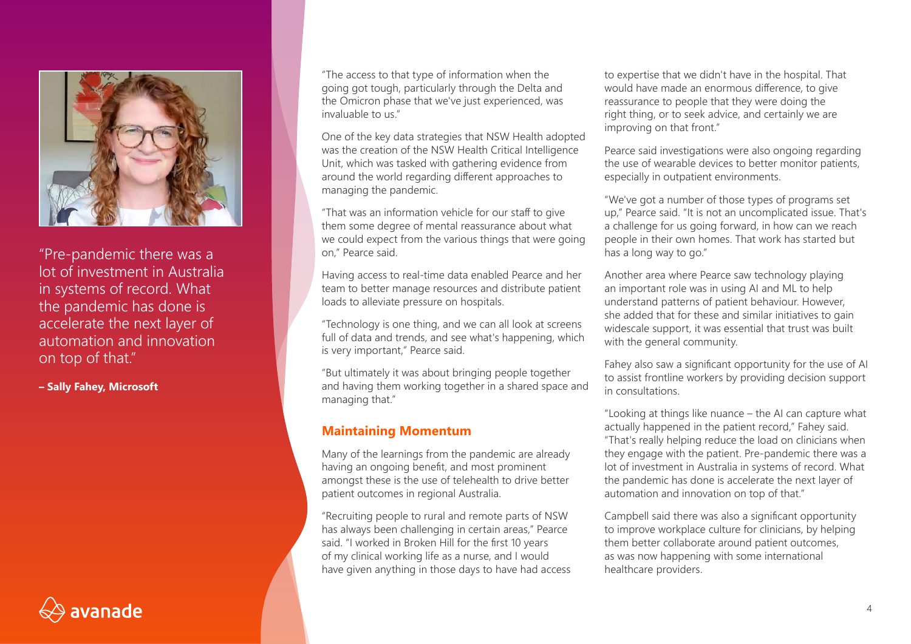"Pre-pandemic there was a lot of investment in Australia in systems of record. What the pandemic has done is accelerate the next layer of automation and innovation on top of that."

**– Sally Fahey, Microsoft**

"The access to that type of information when the going got tough, particularly through the Delta and the Omicron phase that we've just experienced, was invaluable to us."

One of the key data strategies that NSW Health adopted was the creation of the NSW Health Critical Intelligence Unit, which was tasked with gathering evidence from around the world regarding different approaches to managing the pandemic.

"That was an information vehicle for our staff to give them some degree of mental reassurance about what we could expect from the various things that were going on," Pearce said.

Having access to real-time data enabled Pearce and her team to better manage resources and distribute patient loads to alleviate pressure on hospitals.

"Technology is one thing, and we can all look at screens full of data and trends, and see what's happening, which is very important," Pearce said.

"But ultimately it was about bringing people together and having them working together in a shared space and managing that."

## Maintaining Momentum

Many of the learnings from the pandemic are already having an ongoing benefit, and most prominent amongst these is the use of telehealth to drive better patient outcomes in regional Australia.

"Recruiting people to rural and remote parts of NSW has always been challenging in certain areas," Pearce said. "I worked in Broken Hill for the first 10 years of my clinical working life as a nurse, and I would have given anything in those days to have had access to expertise that we didn't have in the hospital. That would have made an enormous difference, to give reassurance to people that they were doing the right thing, or to seek advice, and certainly we are improving on that front."

Pearce said investigations were also ongoing regarding the use of wearable devices to better monitor patients, especially in outpatient environments.

"We've got a number of those types of programs set up," Pearce said. "It is not an uncomplicated issue. That's a challenge for us going forward, in how can we reach people in their own homes. That work has started but has a long way to go."

Another area where Pearce saw technology playing an important role was in using AI and ML to help understand patterns of patient behaviour. However, she added that for these and similar initiatives to gain widescale support, it was essential that trust was built with the general community.

Fahey also saw a significant opportunity for the use of AI to assist frontline workers by providing decision support in consultations.

"Looking at things like nuance – the AI can capture what actually happened in the patient record," Fahey said. "That's really helping reduce the load on clinicians when they engage with the patient. Pre-pandemic there was a lot of investment in Australia in systems of record. What the pandemic has done is accelerate the next layer of automation and innovation on top of that."

Campbell said there was also a significant opportunity to improve workplace culture for clinicians, by helping them better collaborate around patient outcomes, as was now happening with some international healthcare providers.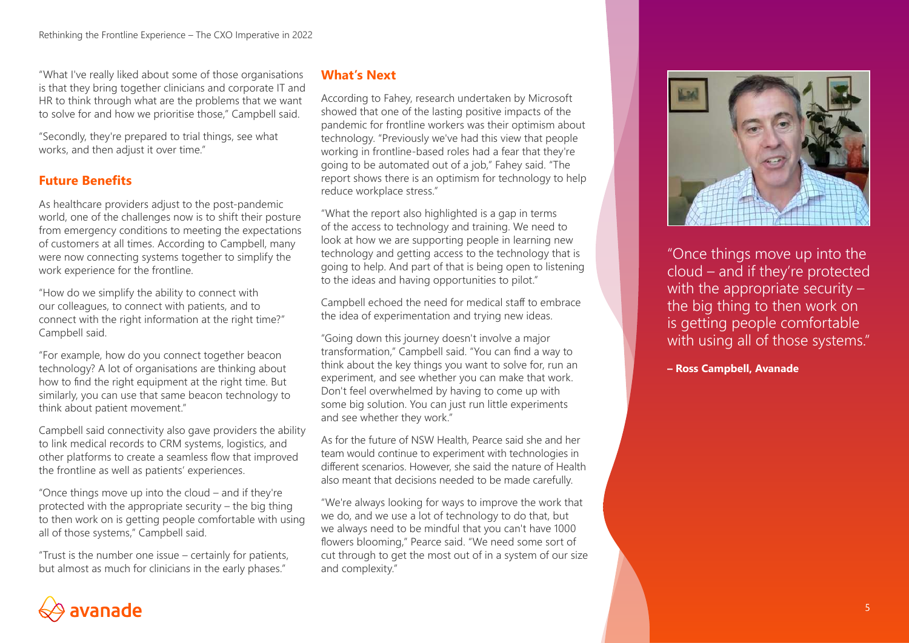"What I've really liked about some of those organisations is that they bring together clinicians and corporate IT and HR to think through what are the problems that we want to solve for and how we prioritise those," Campbell said.

"Secondly, they're prepared to trial things, see what works, and then adjust it over time."

## Future Benefits

As healthcare providers adjust to the post-pandemic world, one of the challenges now is to shift their posture from emergency conditions to meeting the expectations of customers at all times. According to Campbell, many were now connecting systems together to simplify the work experience for the frontline.

"How do we simplify the ability to connect with our colleagues, to connect with patients, and to connect with the right information at the right time?" Campbell said.

"For example, how do you connect together beacon technology? A lot of organisations are thinking about how to find the right equipment at the right time. But similarly, you can use that same beacon technology to think about patient movement."

Campbell said connectivity also gave providers the ability to link medical records to CRM systems, logistics, and other platforms to create a seamless flow that improved the frontline as well as patients' experiences.

"Once things move up into the cloud – and if they're protected with the appropriate security – the big thing to then work on is getting people comfortable with using all of those systems," Campbell said.

"Trust is the number one issue – certainly for patients, but almost as much for clinicians in the early phases."

## What's Next

According to Fahey, research undertaken by Microsoft showed that one of the lasting positive impacts of the pandemic for frontline workers was their optimism about technology. "Previously we've had this view that people working in frontline-based roles had a fear that they're going to be automated out of a job," Fahey said. "The report shows there is an optimism for technology to help reduce workplace stress."

"What the report also highlighted is a gap in terms of the access to technology and training. We need to look at how we are supporting people in learning new technology and getting access to the technology that is going to help. And part of that is being open to listening to the ideas and having opportunities to pilot."

Campbell echoed the need for medical staff to embrace the idea of experimentation and trying new ideas.

"Going down this journey doesn't involve a major transformation," Campbell said. "You can find a way to think about the key things you want to solve for, run an experiment, and see whether you can make that work. Don't feel overwhelmed by having to come up with some big solution. You can just run little experiments and see whether they work."

As for the future of NSW Health, Pearce said she and her team would continue to experiment with technologies in different scenarios. However, she said the nature of Health also meant that decisions needed to be made carefully.

"We're always looking for ways to improve the work that we do, and we use a lot of technology to do that, but we always need to be mindful that you can't have 1000 flowers blooming," Pearce said. "We need some sort of cut through to get the most out of in a system of our size and complexity."

"Once things move up into the cloud – and if they're protected with the appropriate security – the big thing to then work on is getting people comfortable with using all of those systems."

**– Ross Campbell, Avanade**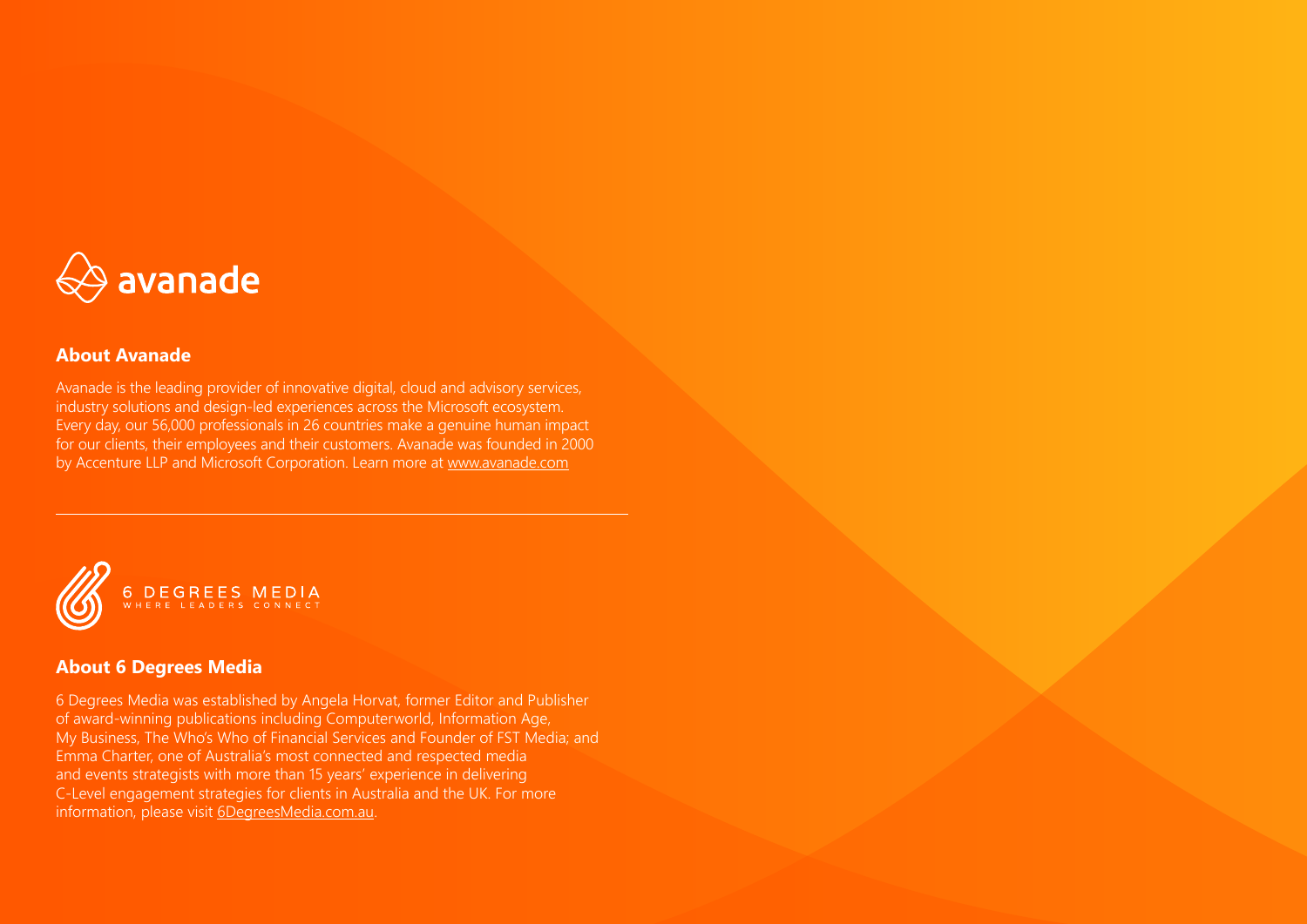avanade

## About Avanade

Avanade is the leading provider of innovative digital, cloud and advisory services, industry solutions and design-led experiences across the Microsoft ecosystem. Every day, our 56,000 professionals in 26 countries make a genuine human impact for our clients, their employees and their customers. Avanade was founded in 2000 by Accenture LLP and Microsoft Corporation. Learn more at www.avanade.com

---

6 DEGREES MEDIA
WHERE LEADERS CONNECT

## About 6 Degrees Media

6 Degrees Media was established by Angela Horvat, former Editor and Publisher of award-winning publications including Computerworld, Information Age, My Business, The Who's Who of Financial Services and Founder of FST Media; and Emma Charter, one of Australia's most connected and respected media and events strategists with more than 15 years' experience in delivering C-Level engagement strategies for clients in Australia and the UK. For more information, please visit 6DegreesMedia.com.au.